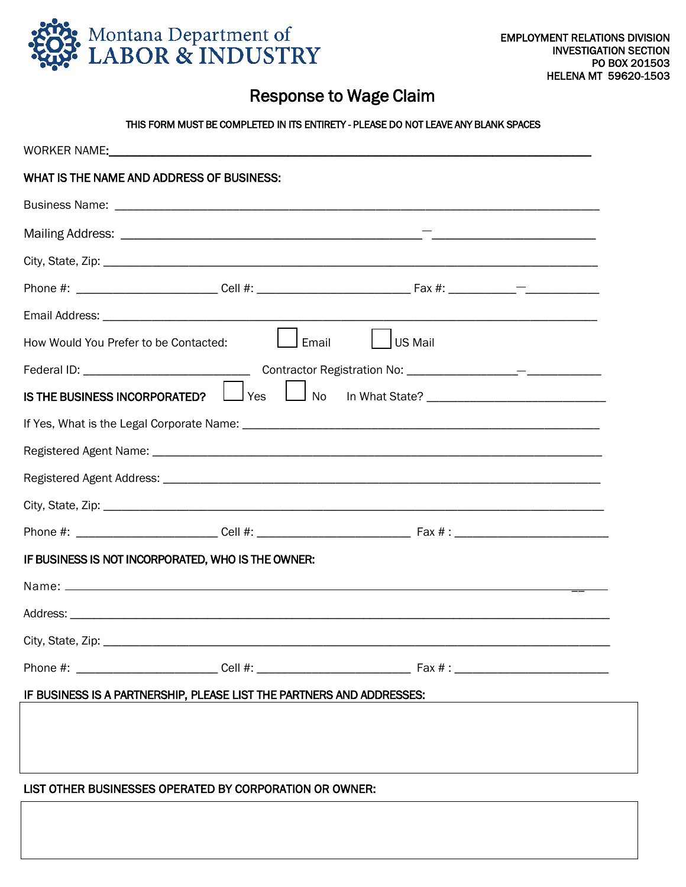Montana Department of LABOR & INDUSTRY

EMPLOYMENT RELATIONS DIVISION
INVESTIGATION SECTION
PO BOX 201503
HELENA MT 59620-1503

# Response to Wage Claim

THIS FORM MUST BE COMPLETED IN ITS ENTIRETY - PLEASE DO NOT LEAVE ANY BLANK SPACES

WORKER NAME: ______________________________________________

**WHAT IS THE NAME AND ADDRESS OF BUSINESS:**

Business Name: ______________________________________________

Mailing Address: ______________________________________________

City, State, Zip: ______________________________________________

Phone #: ____________ Cell #: ____________ Fax #: ____________

Email Address: ______________________________________________

How Would You Prefer to be Contacted: ☐ Email ☐ US Mail

Federal ID: ____________ Contractor Registration No: ____________

**IS THE BUSINESS INCORPORATED?** ☐ Yes ☐ No In What State? ____________

If Yes, What is the Legal Corporate Name: ______________________________________________

Registered Agent Name: ______________________________________________

Registered Agent Address: ______________________________________________

City, State, Zip: ______________________________________________

Phone #: ____________ Cell #: ____________ Fax # : ____________

**IF BUSINESS IS NOT INCORPORATED, WHO IS THE OWNER:**

Name: ______________________________________________

Address: ______________________________________________

City, State, Zip: ______________________________________________

Phone #: ____________ Cell #: ____________ Fax # : ____________

**IF BUSINESS IS A PARTNERSHIP, PLEASE LIST THE PARTNERS AND ADDRESSES:**

**LIST OTHER BUSINESSES OPERATED BY CORPORATION OR OWNER:**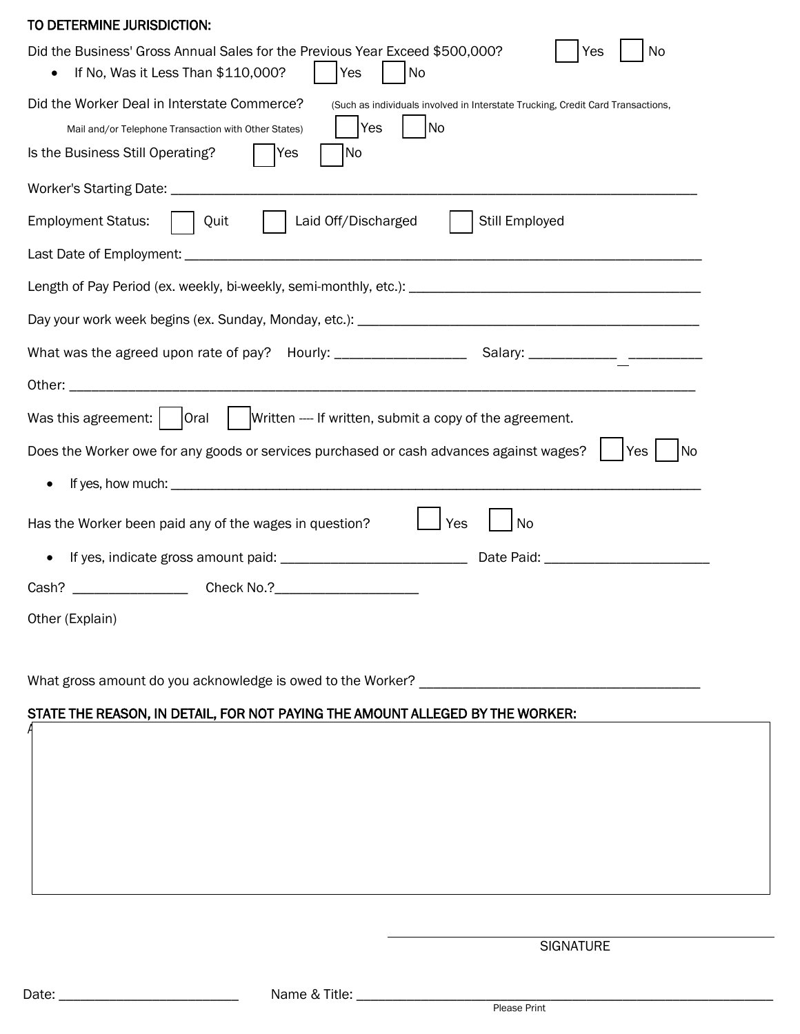**TO DETERMINE JURISDICTION:**

Did the Business' Gross Annual Sales for the Previous Year Exceed $500,000? ☐ Yes ☐ No

- If No, Was it Less Than $110,000? ☐ Yes ☐ No

Did the Worker Deal in Interstate Commerce? (Such as individuals involved in Interstate Trucking, Credit Card Transactions, Mail and/or Telephone Transaction with Other States) ☐ Yes ☐ No

Is the Business Still Operating? ☐ Yes ☐ No

Worker's Starting Date: ______________________________

Employment Status: ☐ Quit ☐ Laid Off/Discharged ☐ Still Employed

Last Date of Employment: ______________________________

Length of Pay Period (ex. weekly, bi-weekly, semi-monthly, etc.): ______________________________

Day your work week begins (ex. Sunday, Monday, etc.): ______________________________

What was the agreed upon rate of pay? Hourly: __________________ Salary: ____________ __________

Other: ______________________________

Was this agreement: ☐ Oral ☐ Written ---- If written, submit a copy of the agreement.

Does the Worker owe for any goods or services purchased or cash advances against wages? ☐ Yes ☐ No

- If yes, how much: ______________________________

Has the Worker been paid any of the wages in question? ☐ Yes ☐ No

- If yes, indicate gross amount paid: __________________________ Date Paid: _______________________

Cash? ________________ Check No.?____________________

Other (Explain)

What gross amount do you acknowledge is owed to the Worker? ______________________________

**STATE THE REASON, IN DETAIL, FOR NOT PAYING THE AMOUNT ALLEGED BY THE WORKER:**

______________________________

SIGNATURE

Date: _________________________ Name & Title: ______________________________

Please Print